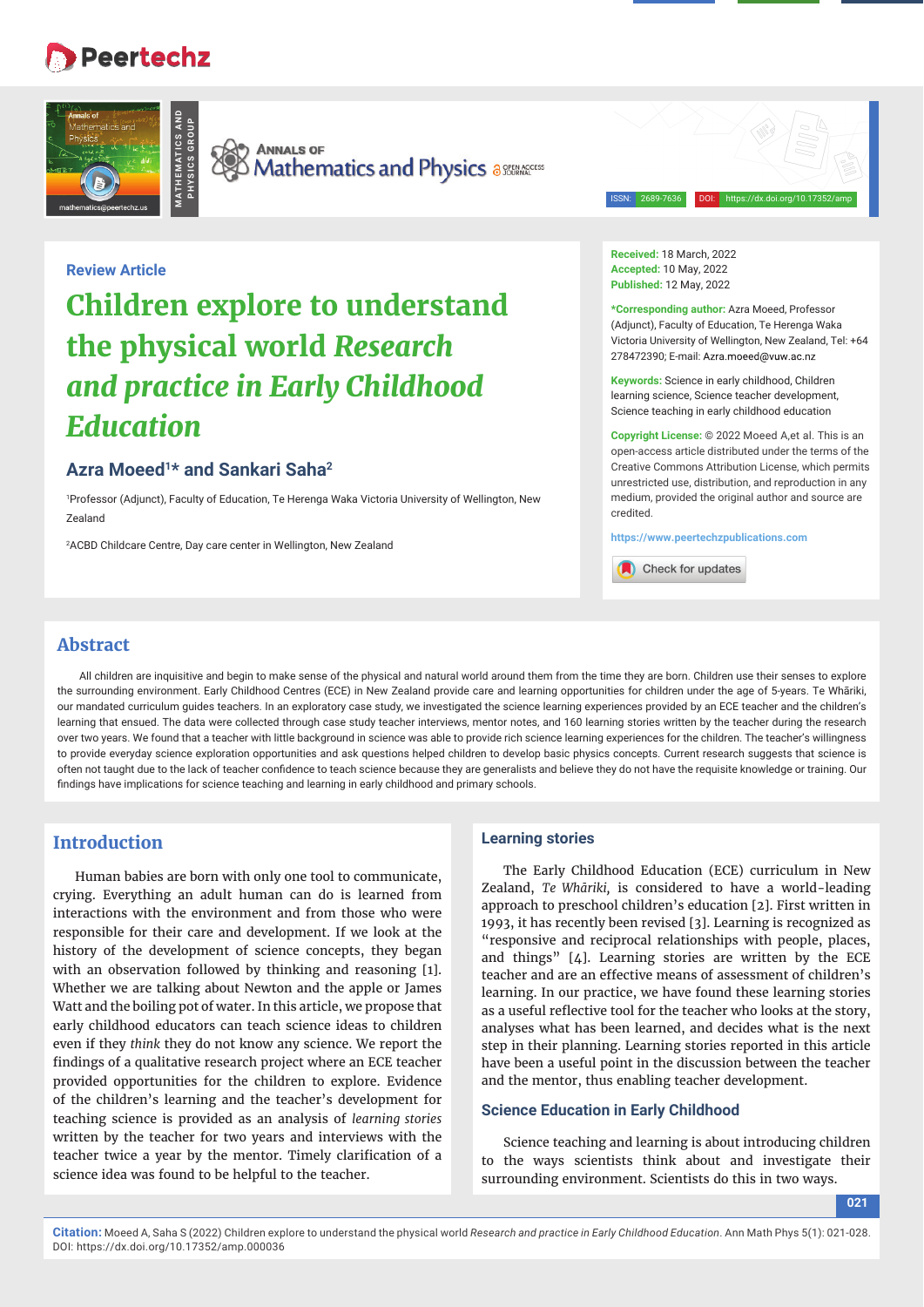Review Article

# Children explore to understand the physical world *Research and practice in Early Childhood Education*

**Azra Moeed[1]* and Sankari Saha[2]**

[1]Professor (Adjunct), Faculty of Education, Te Herenga Waka Victoria University of Wellington, New Zealand

[2]ACBD Childcare Centre, Day care center in Wellington, New Zealand

**Received:** 18 March, 2022
**Accepted:** 10 May, 2022
**Published:** 12 May, 2022

***Corresponding author:** Azra Moeed, Professor (Adjunct), Faculty of Education, Te Herenga Waka Victoria University of Wellington, New Zealand, Tel: +64 278472390; E-mail: Azra.moeed@vuw.ac.nz

**Keywords:** Science in early childhood, Children learning science, Science teacher development, Science teaching in early childhood education

**Copyright License:** © 2022 Moeed A,et al. This is an open-access article distributed under the terms of the Creative Commons Attribution License, which permits unrestricted use, distribution, and reproduction in any medium, provided the original author and source are credited.

https://www.peertechzpublications.com

## Abstract

All children are inquisitive and begin to make sense of the physical and natural world around them from the time they are born. Children use their senses to explore the surrounding environment. Early Childhood Centres (ECE) in New Zealand provide care and learning opportunities for children under the age of 5-years. Te Whāriki, our mandated curriculum guides teachers. In an exploratory case study, we investigated the science learning experiences provided by an ECE teacher and the children's learning that ensued. The data were collected through case study teacher interviews, mentor notes, and 160 learning stories written by the teacher during the research over two years. We found that a teacher with little background in science was able to provide rich science learning experiences for the children. The teacher's willingness to provide everyday science exploration opportunities and ask questions helped children to develop basic physics concepts. Current research suggests that science is often not taught due to the lack of teacher confidence to teach science because they are generalists and believe they do not have the requisite knowledge or training. Our findings have implications for science teaching and learning in early childhood and primary schools.

## Introduction

Human babies are born with only one tool to communicate, crying. Everything an adult human can do is learned from interactions with the environment and from those who were responsible for their care and development. If we look at the history of the development of science concepts, they began with an observation followed by thinking and reasoning [1]. Whether we are talking about Newton and the apple or James Watt and the boiling pot of water. In this article, we propose that early childhood educators can teach science ideas to children even if they *think* they do not know any science. We report the findings of a qualitative research project where an ECE teacher provided opportunities for the children to explore. Evidence of the children's learning and the teacher's development for teaching science is provided as an analysis of *learning stories* written by the teacher for two years and interviews with the teacher twice a year by the mentor. Timely clarification of a science idea was found to be helpful to the teacher.

### Learning stories

The Early Childhood Education (ECE) curriculum in New Zealand, *Te Whāriki,* is considered to have a world-leading approach to preschool children's education [2]. First written in 1993, it has recently been revised [3]. Learning is recognized as "responsive and reciprocal relationships with people, places, and things" [4]. Learning stories are written by the ECE teacher and are an effective means of assessment of children's learning. In our practice, we have found these learning stories as a useful reflective tool for the teacher who looks at the story, analyses what has been learned, and decides what is the next step in their planning. Learning stories reported in this article have been a useful point in the discussion between the teacher and the mentor, thus enabling teacher development.

### Science Education in Early Childhood

Science teaching and learning is about introducing children to the ways scientists think about and investigate their surrounding environment. Scientists do this in two ways.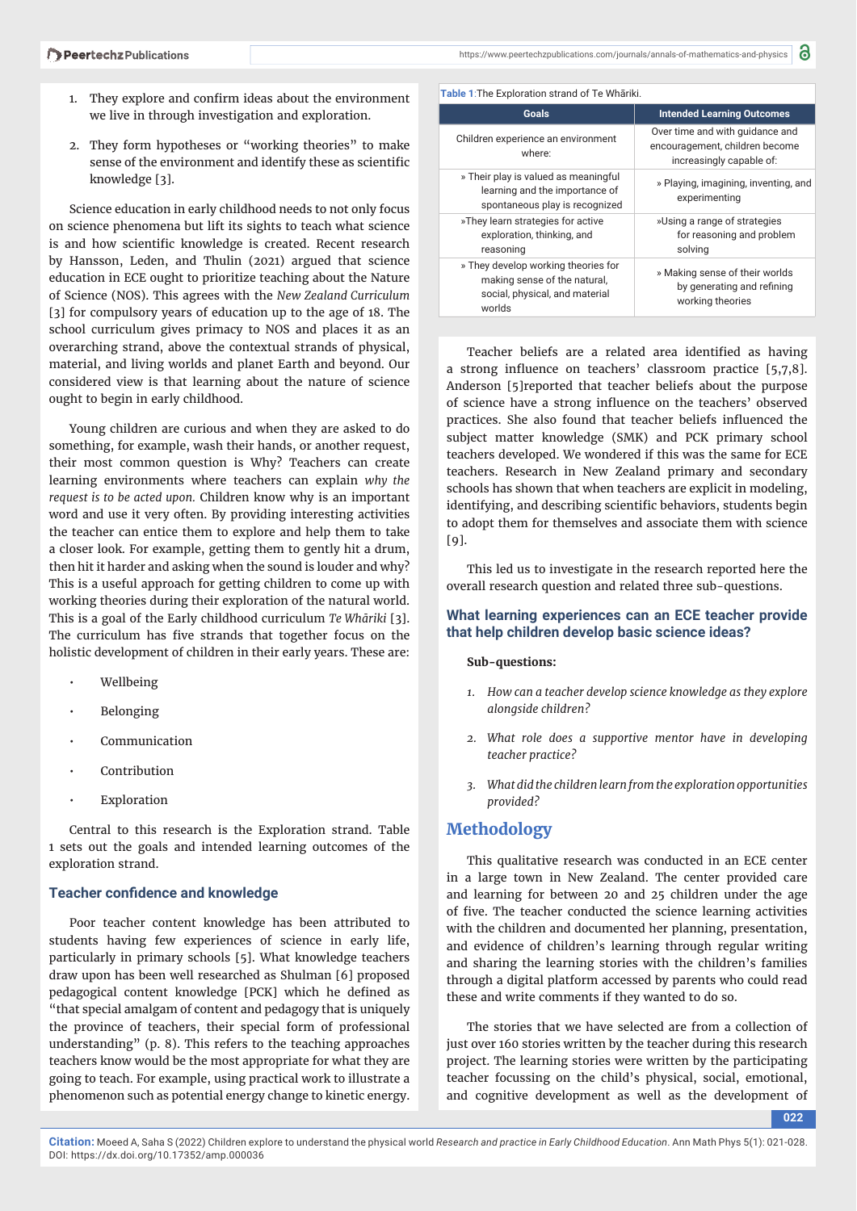1. They explore and confirm ideas about the environment we live in through investigation and exploration.

2. They form hypotheses or "working theories" to make sense of the environment and identify these as scientific knowledge [3].

Science education in early childhood needs to not only focus on science phenomena but lift its sights to teach what science is and how scientific knowledge is created. Recent research by Hansson, Leden, and Thulin (2021) argued that science education in ECE ought to prioritize teaching about the Nature of Science (NOS). This agrees with the *New Zealand Curriculum* [3] for compulsory years of education up to the age of 18. The school curriculum gives primacy to NOS and places it as an overarching strand, above the contextual strands of physical, material, and living worlds and planet Earth and beyond. Our considered view is that learning about the nature of science ought to begin in early childhood.

Young children are curious and when they are asked to do something, for example, wash their hands, or another request, their most common question is Why? Teachers can create learning environments where teachers can explain *why the request is to be acted upon.* Children know why is an important word and use it very often. By providing interesting activities the teacher can entice them to explore and help them to take a closer look. For example, getting them to gently hit a drum, then hit it harder and asking when the sound is louder and why? This is a useful approach for getting children to come up with working theories during their exploration of the natural world. This is a goal of the Early childhood curriculum *Te Whāriki* [3]. The curriculum has five strands that together focus on the holistic development of children in their early years. These are:

- Wellbeing
- Belonging
- Communication
- Contribution
- Exploration

Central to this research is the Exploration strand. Table 1 sets out the goals and intended learning outcomes of the exploration strand.

### Teacher confidence and knowledge

Poor teacher content knowledge has been attributed to students having few experiences of science in early life, particularly in primary schools [5]. What knowledge teachers draw upon has been well researched as Shulman [6] proposed pedagogical content knowledge [PCK] which he defined as "that special amalgam of content and pedagogy that is uniquely the province of teachers, their special form of professional understanding" (p. 8). This refers to the teaching approaches teachers know would be the most appropriate for what they are going to teach. For example, using practical work to illustrate a phenomenon such as potential energy change to kinetic energy.

**Table 1**: The Exploration strand of Te Whāriki.

| Goals | Intended Learning Outcomes |
|---|---|
| Children experience an environment where: | Over time and with guidance and encouragement, children become increasingly capable of: |
| » Their play is valued as meaningful learning and the importance of spontaneous play is recognized | » Playing, imagining, inventing, and experimenting |
| »They learn strategies for active exploration, thinking, and reasoning | »Using a range of strategies for reasoning and problem solving |
| » They develop working theories for making sense of the natural, social, physical, and material worlds | » Making sense of their worlds by generating and refining working theories |

Teacher beliefs are a related area identified as having a strong influence on teachers' classroom practice [5,7,8]. Anderson [5]reported that teacher beliefs about the purpose of science have a strong influence on the teachers' observed practices. She also found that teacher beliefs influenced the subject matter knowledge (SMK) and PCK primary school teachers developed. We wondered if this was the same for ECE teachers. Research in New Zealand primary and secondary schools has shown that when teachers are explicit in modeling, identifying, and describing scientific behaviors, students begin to adopt them for themselves and associate them with science [9].

This led us to investigate in the research reported here the overall research question and related three sub-questions.

### What learning experiences can an ECE teacher provide that help children develop basic science ideas?

**Sub-questions:**

1. *How can a teacher develop science knowledge as they explore alongside children?*
2. *What role does a supportive mentor have in developing teacher practice?*
3. *What did the children learn from the exploration opportunities provided?*

## Methodology

This qualitative research was conducted in an ECE center in a large town in New Zealand. The center provided care and learning for between 20 and 25 children under the age of five. The teacher conducted the science learning activities with the children and documented her planning, presentation, and evidence of children's learning through regular writing and sharing the learning stories with the children's families through a digital platform accessed by parents who could read these and write comments if they wanted to do so.

The stories that we have selected are from a collection of just over 160 stories written by the teacher during this research project. The learning stories were written by the participating teacher focussing on the child's physical, social, emotional, and cognitive development as well as the development of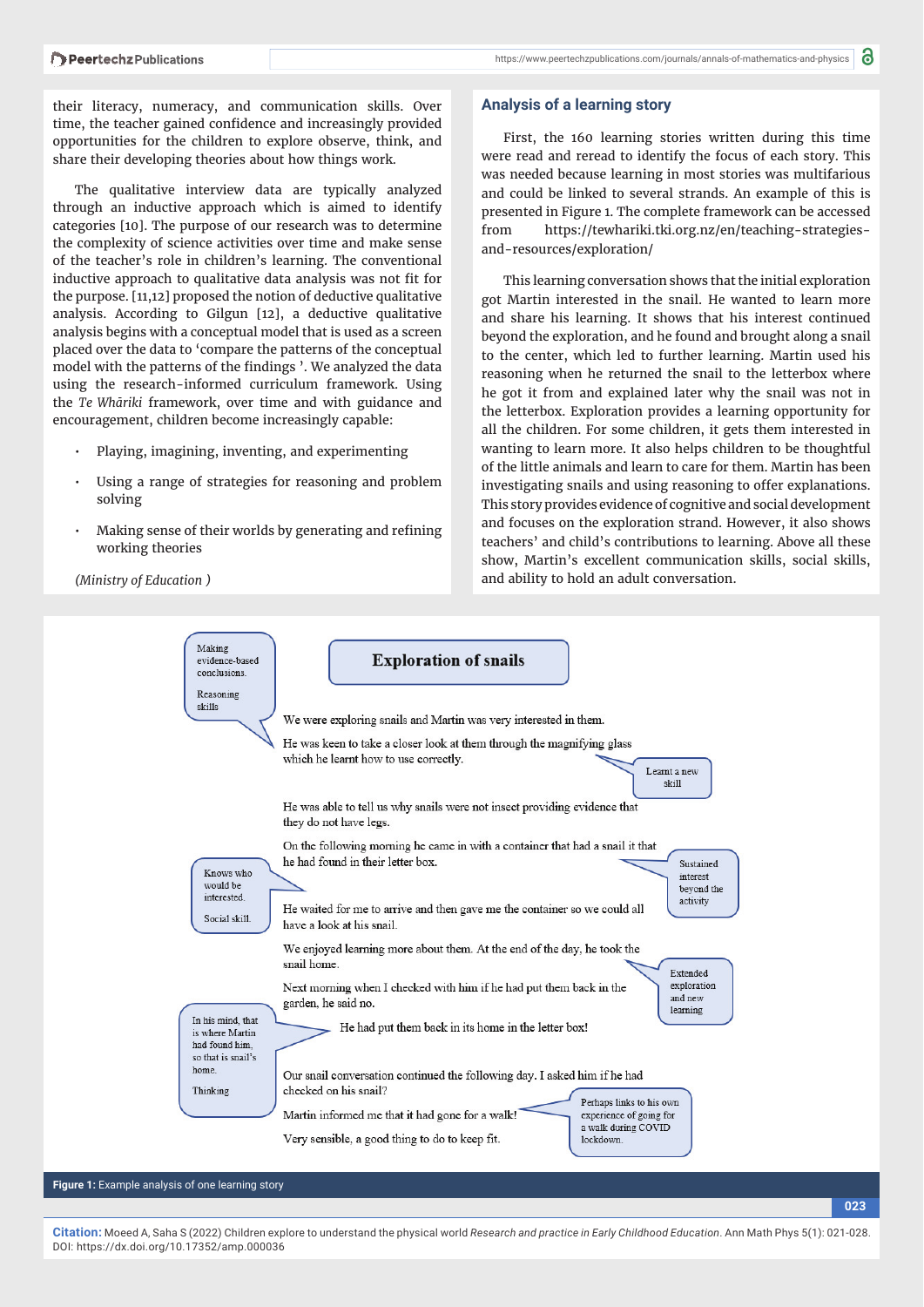their literacy, numeracy, and communication skills. Over time, the teacher gained confidence and increasingly provided opportunities for the children to explore observe, think, and share their developing theories about how things work.

The qualitative interview data are typically analyzed through an inductive approach which is aimed to identify categories [10]. The purpose of our research was to determine the complexity of science activities over time and make sense of the teacher's role in children's learning. The conventional inductive approach to qualitative data analysis was not fit for the purpose. [11,12] proposed the notion of deductive qualitative analysis. According to Gilgun [12], a deductive qualitative analysis begins with a conceptual model that is used as a screen placed over the data to 'compare the patterns of the conceptual model with the patterns of the findings '. We analyzed the data using the research-informed curriculum framework. Using the *Te Whāriki* framework, over time and with guidance and encouragement, children become increasingly capable:

- Playing, imagining, inventing, and experimenting
- Using a range of strategies for reasoning and problem solving
- Making sense of their worlds by generating and refining working theories

*(Ministry of Education )*

## Analysis of a learning story

First, the 160 learning stories written during this time were read and reread to identify the focus of each story. This was needed because learning in most stories was multifarious and could be linked to several strands. An example of this is presented in Figure 1. The complete framework can be accessed from https://tewhariki.tki.org.nz/en/teaching-strategies-and-resources/exploration/

This learning conversation shows that the initial exploration got Martin interested in the snail. He wanted to learn more and share his learning. It shows that his interest continued beyond the exploration, and he found and brought along a snail to the center, which led to further learning. Martin used his reasoning when he returned the snail to the letterbox where he got it from and explained later why the snail was not in the letterbox. Exploration provides a learning opportunity for all the children. For some children, it gets them interested in wanting to learn more. It also helps children to be thoughtful of the little animals and learn to care for them. Martin has been investigating snails and using reasoning to offer explanations. This story provides evidence of cognitive and social development and focuses on the exploration strand. However, it also shows teachers' and child's contributions to learning. Above all these show, Martin's excellent communication skills, social skills, and ability to hold an adult conversation.

**Exploration of snails**

We were exploring snails and Martin was very interested in them.

He was keen to take a closer look at them through the magnifying glass which he learnt how to use correctly.

He was able to tell us why snails were not insect providing evidence that they do not have legs.

On the following morning he came in with a container that had a snail it that he had found in their letter box.

He waited for me to arrive and then gave me the container so we could all have a look at his snail.

We enjoyed learning more about them. At the end of the day, he took the snail home.

Next morning when I checked with him if he had put them back in the garden, he said no.

He had put them back in its home in the letter box!

Our snail conversation continued the following day. I asked him if he had checked on his snail?

Martin informed me that it had gone for a walk!

Very sensible, a good thing to do to keep fit.

Annotations: Making evidence-based conclusions. Reasoning skills | Learnt a new skill | Knows who would be interested. Social skill. | Sustained interest beyond the activity | Extended exploration and new learning | In his mind, that is where Martin had found him, so that is snail's home. Thinking | Perhaps links to his own experience of going for a walk during COVID lockdown.

**Figure 1:** Example analysis of one learning story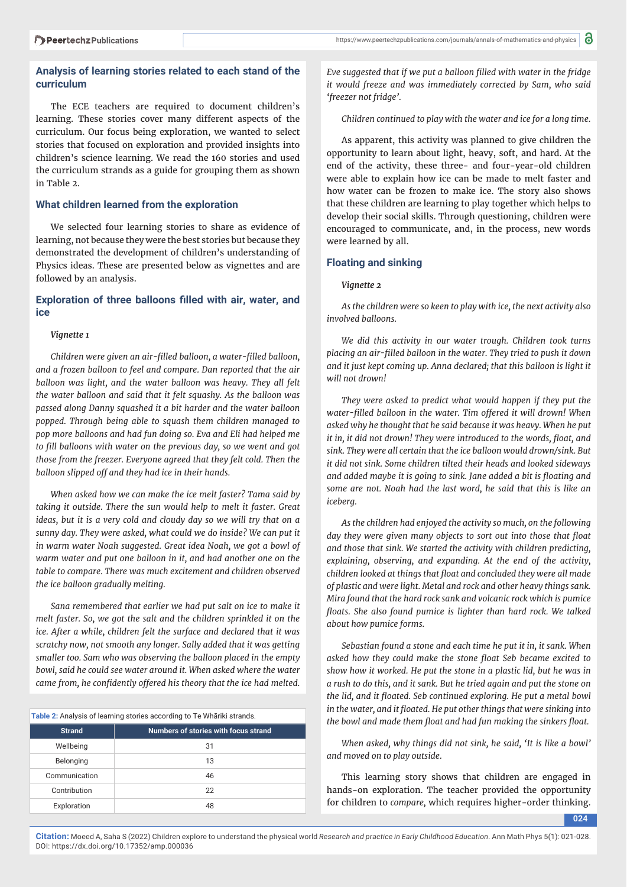## Analysis of learning stories related to each stand of the curriculum

The ECE teachers are required to document children's learning. These stories cover many different aspects of the curriculum. Our focus being exploration, we wanted to select stories that focused on exploration and provided insights into children's science learning. We read the 160 stories and used the curriculum strands as a guide for grouping them as shown in Table 2.

**Table 2:** Analysis of learning stories according to Te Whāriki strands.

| Strand | Numbers of stories with focus strand |
|---|---|
| Wellbeing | 31 |
| Belonging | 13 |
| Communication | 46 |
| Contribution | 22 |
| Exploration | 48 |

## What children learned from the exploration

We selected four learning stories to share as evidence of learning, not because they were the best stories but because they demonstrated the development of children's understanding of Physics ideas. These are presented below as vignettes and are followed by an analysis.

## Exploration of three balloons filled with air, water, and ice

*Vignette 1*

*Children were given an air-filled balloon, a water-filled balloon, and a frozen balloon to feel and compare. Dan reported that the air balloon was light, and the water balloon was heavy. They all felt the water balloon and said that it felt squashy. As the balloon was passed along Danny squashed it a bit harder and the water balloon popped. Through being able to squash them children managed to pop more balloons and had fun doing so. Eva and Eli had helped me to fill balloons with water on the previous day, so we went and got those from the freezer. Everyone agreed that they felt cold. Then the balloon slipped off and they had ice in their hands.*

*When asked how we can make the ice melt faster? Tama said by taking it outside. There the sun would help to melt it faster. Great ideas, but it is a very cold and cloudy day so we will try that on a sunny day. They were asked, what could we do inside? We can put it in warm water Noah suggested. Great idea Noah, we got a bowl of warm water and put one balloon in it, and had another one on the table to compare. There was much excitement and children observed the ice balloon gradually melting.*

*Sana remembered that earlier we had put salt on ice to make it melt faster. So, we got the salt and the children sprinkled it on the ice. After a while, children felt the surface and declared that it was scratchy now, not smooth any longer. Sally added that it was getting smaller too. Sam who was observing the balloon placed in the empty bowl, said he could see water around it. When asked where the water came from, he confidently offered his theory that the ice had melted. Eve suggested that if we put a balloon filled with water in the fridge it would freeze and was immediately corrected by Sam, who said 'freezer not fridge'.*

*Children continued to play with the water and ice for a long time.*

As apparent, this activity was planned to give children the opportunity to learn about light, heavy, soft, and hard. At the end of the activity, these three- and four-year-old children were able to explain how ice can be made to melt faster and how water can be frozen to make ice. The story also shows that these children are learning to play together which helps to develop their social skills. Through questioning, children were encouraged to communicate, and, in the process, new words were learned by all.

## Floating and sinking

*Vignette 2*

*As the children were so keen to play with ice, the next activity also involved balloons.*

*We did this activity in our water trough. Children took turns placing an air-filled balloon in the water. They tried to push it down and it just kept coming up. Anna declared; that this balloon is light it will not drown!*

*They were asked to predict what would happen if they put the water-filled balloon in the water. Tim offered it will drown! When asked why he thought that he said because it was heavy. When he put it in, it did not drown! They were introduced to the words, float, and sink. They were all certain that the ice balloon would drown/sink. But it did not sink. Some children tilted their heads and looked sideways and added maybe it is going to sink. Jane added a bit is floating and some are not. Noah had the last word, he said that this is like an iceberg.*

*As the children had enjoyed the activity so much, on the following day they were given many objects to sort out into those that float and those that sink. We started the activity with children predicting, explaining, observing, and expanding. At the end of the activity, children looked at things that float and concluded they were all made of plastic and were light. Metal and rock and other heavy things sank. Mira found that the hard rock sank and volcanic rock which is pumice floats. She also found pumice is lighter than hard rock. We talked about how pumice forms.*

*Sebastian found a stone and each time he put it in, it sank. When asked how they could make the stone float Seb became excited to show how it worked. He put the stone in a plastic lid, but he was in a rush to do this, and it sank. But he tried again and put the stone on the lid, and it floated. Seb continued exploring. He put a metal bowl in the water, and it floated. He put other things that were sinking into the bowl and made them float and had fun making the sinkers float.*

*When asked, why things did not sink, he said, 'It is like a bowl' and moved on to play outside.*

This learning story shows that children are engaged in hands-on exploration. The teacher provided the opportunity for children to *compare,* which requires higher-order thinking.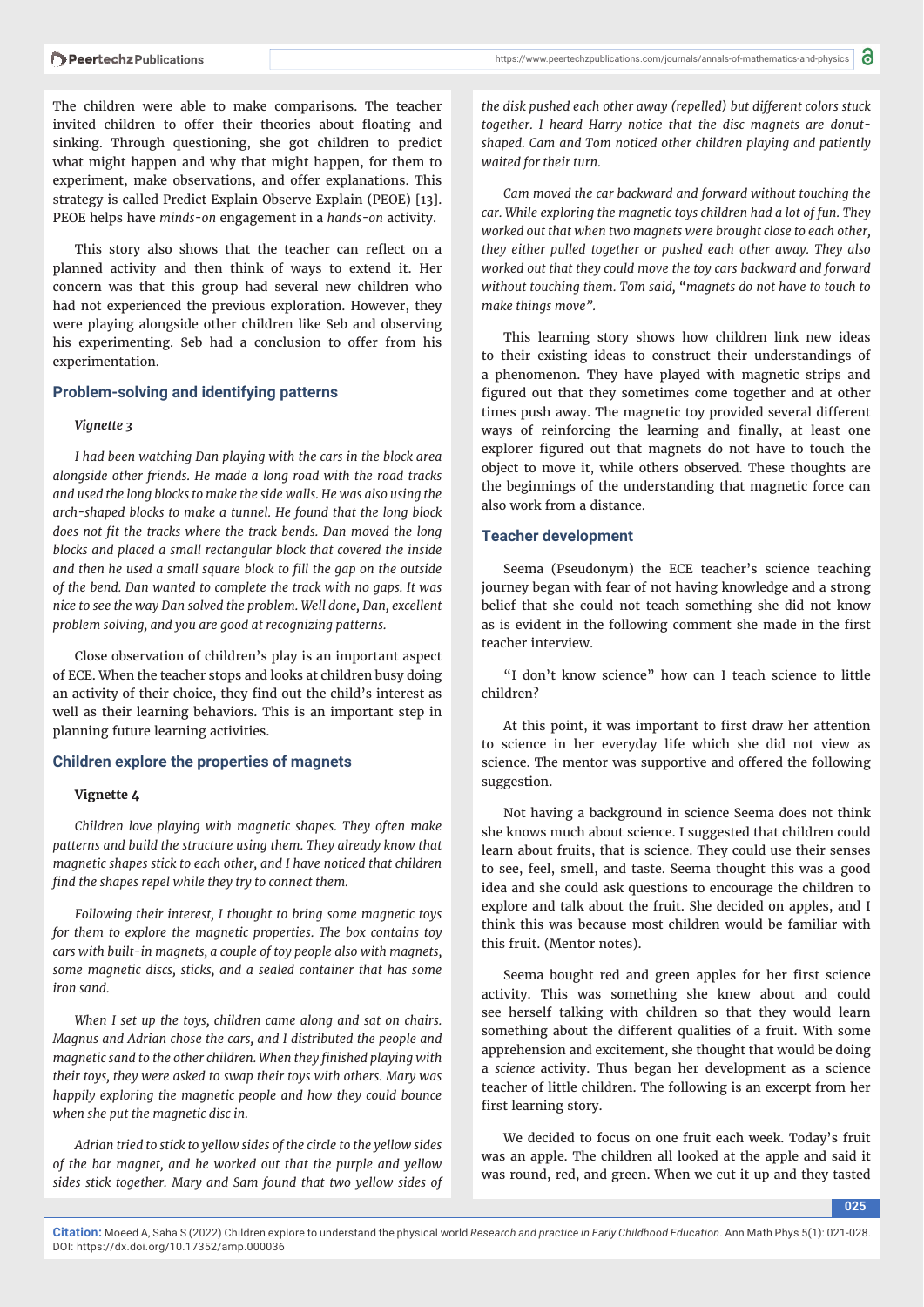The children were able to make comparisons. The teacher invited children to offer their theories about floating and sinking. Through questioning, she got children to predict what might happen and why that might happen, for them to experiment, make observations, and offer explanations. This strategy is called Predict Explain Observe Explain (PEOE) [13]. PEOE helps have *minds-on* engagement in a *hands-on* activity.

This story also shows that the teacher can reflect on a planned activity and then think of ways to extend it. Her concern was that this group had several new children who had not experienced the previous exploration. However, they were playing alongside other children like Seb and observing his experimenting. Seb had a conclusion to offer from his experimentation.

## Problem-solving and identifying patterns

*Vignette 3*

*I had been watching Dan playing with the cars in the block area alongside other friends. He made a long road with the road tracks and used the long blocks to make the side walls. He was also using the arch-shaped blocks to make a tunnel. He found that the long block does not fit the tracks where the track bends. Dan moved the long blocks and placed a small rectangular block that covered the inside and then he used a small square block to fill the gap on the outside of the bend. Dan wanted to complete the track with no gaps. It was nice to see the way Dan solved the problem. Well done, Dan, excellent problem solving, and you are good at recognizing patterns.*

Close observation of children's play is an important aspect of ECE. When the teacher stops and looks at children busy doing an activity of their choice, they find out the child's interest as well as their learning behaviors. This is an important step in planning future learning activities.

## Children explore the properties of magnets

**Vignette 4**

*Children love playing with magnetic shapes. They often make patterns and build the structure using them. They already know that magnetic shapes stick to each other, and I have noticed that children find the shapes repel while they try to connect them.*

*Following their interest, I thought to bring some magnetic toys for them to explore the magnetic properties. The box contains toy cars with built-in magnets, a couple of toy people also with magnets, some magnetic discs, sticks, and a sealed container that has some iron sand.*

*When I set up the toys, children came along and sat on chairs. Magnus and Adrian chose the cars, and I distributed the people and magnetic sand to the other children. When they finished playing with their toys, they were asked to swap their toys with others. Mary was happily exploring the magnetic people and how they could bounce when she put the magnetic disc in.*

*Adrian tried to stick to yellow sides of the circle to the yellow sides of the bar magnet, and he worked out that the purple and yellow sides stick together. Mary and Sam found that two yellow sides of the disk pushed each other away (repelled) but different colors stuck together. I heard Harry notice that the disc magnets are donut-shaped. Cam and Tom noticed other children playing and patiently waited for their turn.*

*Cam moved the car backward and forward without touching the car. While exploring the magnetic toys children had a lot of fun. They worked out that when two magnets were brought close to each other, they either pulled together or pushed each other away. They also worked out that they could move the toy cars backward and forward without touching them. Tom said, "magnets do not have to touch to make things move".*

This learning story shows how children link new ideas to their existing ideas to construct their understandings of a phenomenon. They have played with magnetic strips and figured out that they sometimes come together and at other times push away. The magnetic toy provided several different ways of reinforcing the learning and finally, at least one explorer figured out that magnets do not have to touch the object to move it, while others observed. These thoughts are the beginnings of the understanding that magnetic force can also work from a distance.

## Teacher development

Seema (Pseudonym) the ECE teacher's science teaching journey began with fear of not having knowledge and a strong belief that she could not teach something she did not know as is evident in the following comment she made in the first teacher interview.

"I don't know science" how can I teach science to little children?

At this point, it was important to first draw her attention to science in her everyday life which she did not view as science. The mentor was supportive and offered the following suggestion.

Not having a background in science Seema does not think she knows much about science. I suggested that children could learn about fruits, that is science. They could use their senses to see, feel, smell, and taste. Seema thought this was a good idea and she could ask questions to encourage the children to explore and talk about the fruit. She decided on apples, and I think this was because most children would be familiar with this fruit. (Mentor notes).

Seema bought red and green apples for her first science activity. This was something she knew about and could see herself talking with children so that they would learn something about the different qualities of a fruit. With some apprehension and excitement, she thought that would be doing a *science* activity. Thus began her development as a science teacher of little children. The following is an excerpt from her first learning story.

We decided to focus on one fruit each week. Today's fruit was an apple. The children all looked at the apple and said it was round, red, and green. When we cut it up and they tasted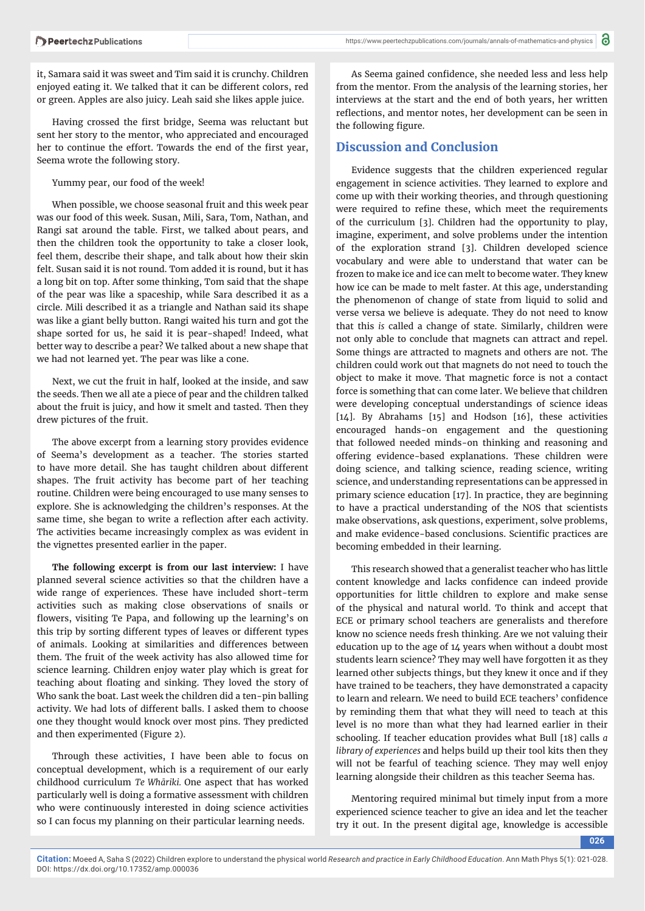it, Samara said it was sweet and Tim said it is crunchy. Children enjoyed eating it. We talked that it can be different colors, red or green. Apples are also juicy. Leah said she likes apple juice.

Having crossed the first bridge, Seema was reluctant but sent her story to the mentor, who appreciated and encouraged her to continue the effort. Towards the end of the first year, Seema wrote the following story.

Yummy pear, our food of the week!

When possible, we choose seasonal fruit and this week pear was our food of this week. Susan, Mili, Sara, Tom, Nathan, and Rangi sat around the table. First, we talked about pears, and then the children took the opportunity to take a closer look, feel them, describe their shape, and talk about how their skin felt. Susan said it is not round. Tom added it is round, but it has a long bit on top. After some thinking, Tom said that the shape of the pear was like a spaceship, while Sara described it as a circle. Mili described it as a triangle and Nathan said its shape was like a giant belly button. Rangi waited his turn and got the shape sorted for us, he said it is pear-shaped! Indeed, what better way to describe a pear? We talked about a new shape that we had not learned yet. The pear was like a cone.

Next, we cut the fruit in half, looked at the inside, and saw the seeds. Then we all ate a piece of pear and the children talked about the fruit is juicy, and how it smelt and tasted. Then they drew pictures of the fruit.

The above excerpt from a learning story provides evidence of Seema's development as a teacher. The stories started to have more detail. She has taught children about different shapes. The fruit activity has become part of her teaching routine. Children were being encouraged to use many senses to explore. She is acknowledging the children's responses. At the same time, she began to write a reflection after each activity. The activities became increasingly complex as was evident in the vignettes presented earlier in the paper.

**The following excerpt is from our last interview:** I have planned several science activities so that the children have a wide range of experiences. These have included short-term activities such as making close observations of snails or flowers, visiting Te Papa, and following up the learning's on this trip by sorting different types of leaves or different types of animals. Looking at similarities and differences between them. The fruit of the week activity has also allowed time for science learning. Children enjoy water play which is great for teaching about floating and sinking. They loved the story of Who sank the boat. Last week the children did a ten-pin balling activity. We had lots of different balls. I asked them to choose one they thought would knock over most pins. They predicted and then experimented (Figure 2).

Through these activities, I have been able to focus on conceptual development, which is a requirement of our early childhood curriculum *Te Whāriki.* One aspect that has worked particularly well is doing a formative assessment with children who were continuously interested in doing science activities so I can focus my planning on their particular learning needs.

As Seema gained confidence, she needed less and less help from the mentor. From the analysis of the learning stories, her interviews at the start and the end of both years, her written reflections, and mentor notes, her development can be seen in the following figure.

## Discussion and Conclusion

Evidence suggests that the children experienced regular engagement in science activities. They learned to explore and come up with their working theories, and through questioning were required to refine these, which meet the requirements of the curriculum [3]. Children had the opportunity to play, imagine, experiment, and solve problems under the intention of the exploration strand [3]. Children developed science vocabulary and were able to understand that water can be frozen to make ice and ice can melt to become water. They knew how ice can be made to melt faster. At this age, understanding the phenomenon of change of state from liquid to solid and verse versa we believe is adequate. They do not need to know that this *is* called a change of state. Similarly, children were not only able to conclude that magnets can attract and repel. Some things are attracted to magnets and others are not. The children could work out that magnets do not need to touch the object to make it move. That magnetic force is not a contact force is something that can come later. We believe that children were developing conceptual understandings of science ideas [14]. By Abrahams [15] and Hodson [16], these activities encouraged hands-on engagement and the questioning that followed needed minds-on thinking and reasoning and offering evidence-based explanations. These children were doing science, and talking science, reading science, writing science, and understanding representations can be appressed in primary science education [17]. In practice, they are beginning to have a practical understanding of the NOS that scientists make observations, ask questions, experiment, solve problems, and make evidence-based conclusions. Scientific practices are becoming embedded in their learning.

This research showed that a generalist teacher who has little content knowledge and lacks confidence can indeed provide opportunities for little children to explore and make sense of the physical and natural world. To think and accept that ECE or primary school teachers are generalists and therefore know no science needs fresh thinking. Are we not valuing their education up to the age of 14 years when without a doubt most students learn science? They may well have forgotten it as they learned other subjects things, but they knew it once and if they have trained to be teachers, they have demonstrated a capacity to learn and relearn. We need to build ECE teachers' confidence by reminding them that what they will need to teach at this level is no more than what they had learned earlier in their schooling. If teacher education provides what Bull [18] calls *a library of experiences* and helps build up their tool kits then they will not be fearful of teaching science. They may well enjoy learning alongside their children as this teacher Seema has.

Mentoring required minimal but timely input from a more experienced science teacher to give an idea and let the teacher try it out. In the present digital age, knowledge is accessible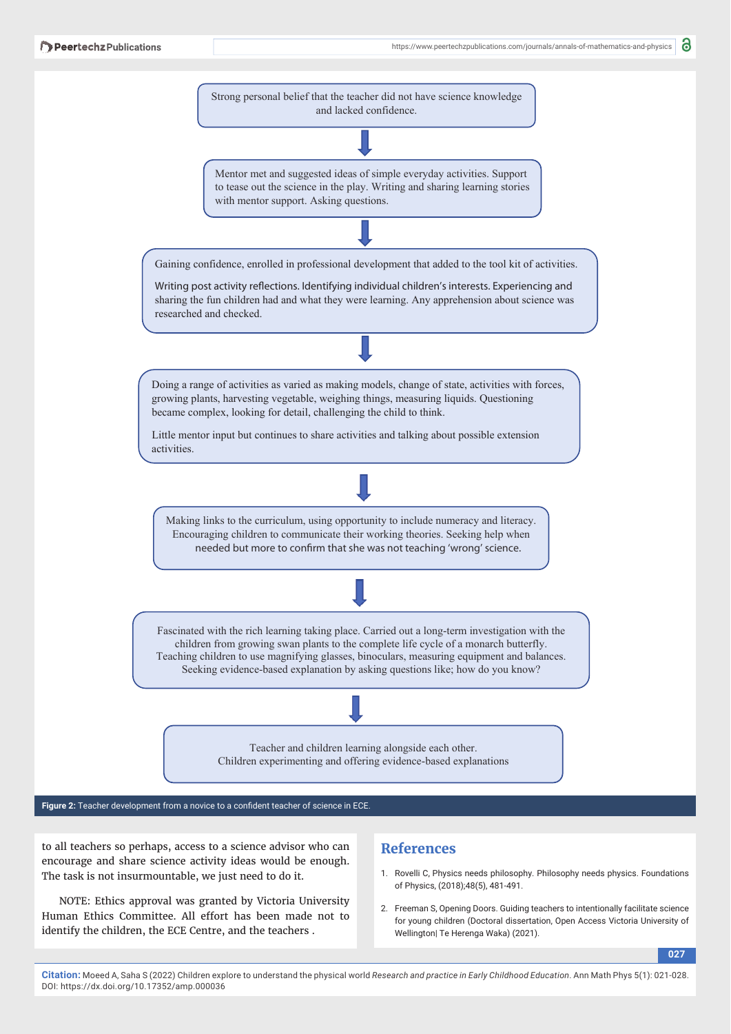Strong personal belief that the teacher did not have science knowledge and lacked confidence.

↓

Mentor met and suggested ideas of simple everyday activities. Support to tease out the science in the play. Writing and sharing learning stories with mentor support. Asking questions.

↓

Gaining confidence, enrolled in professional development that added to the tool kit of activities.

Writing post activity reflections. Identifying individual children's interests. Experiencing and sharing the fun children had and what they were learning. Any apprehension about science was researched and checked.

↓

Doing a range of activities as varied as making models, change of state, activities with forces, growing plants, harvesting vegetable, weighing things, measuring liquids. Questioning became complex, looking for detail, challenging the child to think.

Little mentor input but continues to share activities and talking about possible extension activities.

↓

Making links to the curriculum, using opportunity to include numeracy and literacy. Encouraging children to communicate their working theories. Seeking help when needed but more to confirm that she was not teaching 'wrong' science.

↓

Fascinated with the rich learning taking place. Carried out a long-term investigation with the children from growing swan plants to the complete life cycle of a monarch butterfly. Teaching children to use magnifying glasses, binoculars, measuring equipment and balances. Seeking evidence-based explanation by asking questions like; how do you know?

↓

Teacher and children learning alongside each other. Children experimenting and offering evidence-based explanations

**Figure 2:** Teacher development from a novice to a confident teacher of science in ECE.

to all teachers so perhaps, access to a science advisor who can encourage and share science activity ideas would be enough. The task is not insurmountable, we just need to do it.

NOTE: Ethics approval was granted by Victoria University Human Ethics Committee. All effort has been made not to identify the children, the ECE Centre, and the teachers .

## References

1. Rovelli C, Physics needs philosophy. Philosophy needs physics. Foundations of Physics, (2018);48(5), 481-491.
2. Freeman S, Opening Doors. Guiding teachers to intentionally facilitate science for young children (Doctoral dissertation, Open Access Victoria University of Wellington| Te Herenga Waka) (2021).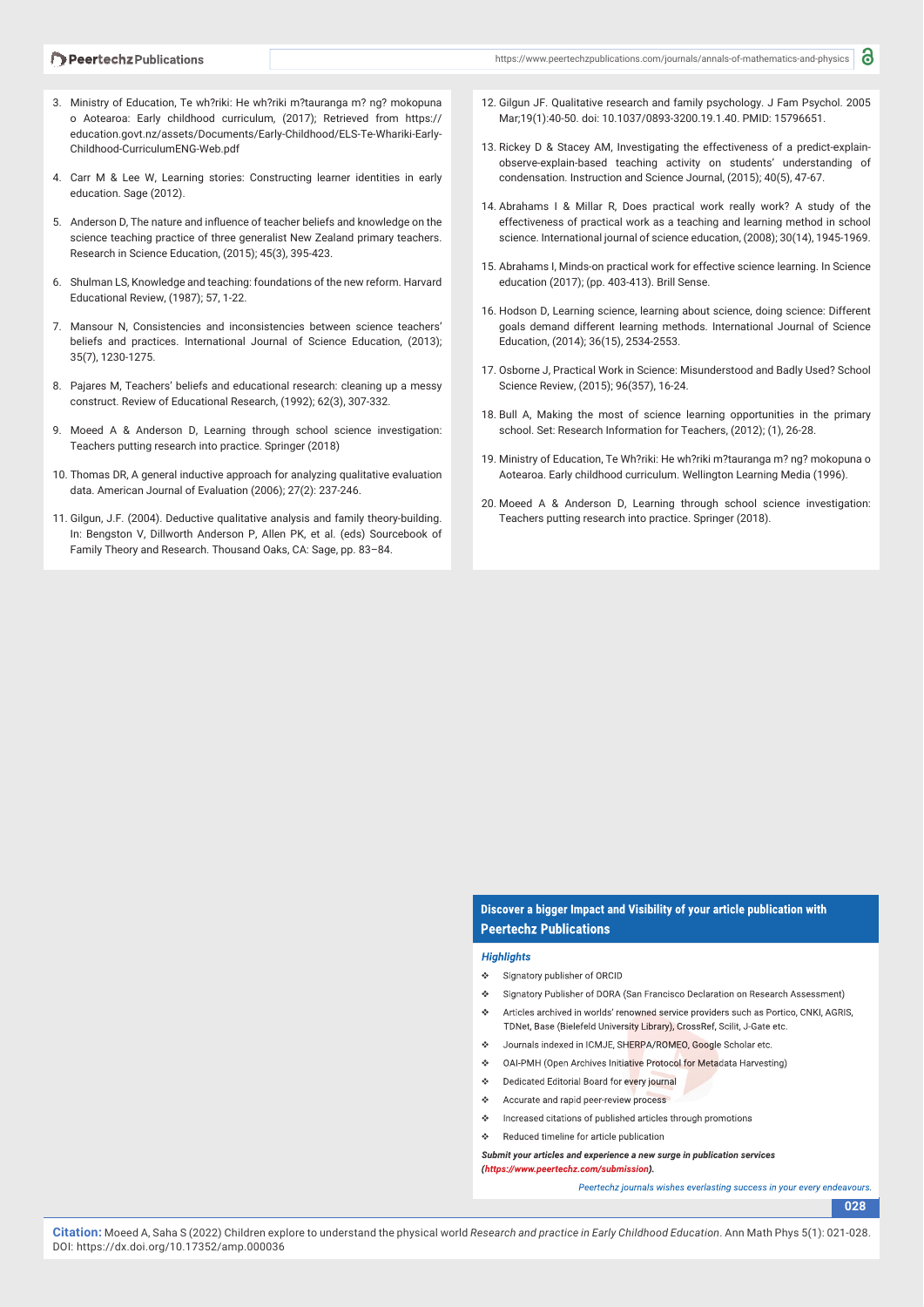3. Ministry of Education, Te wh?riki: He wh?riki m?tauranga m? ng? mokopuna o Aotearoa: Early childhood curriculum, (2017); Retrieved from https://education.govt.nz/assets/Documents/Early-Childhood/ELS-Te-Whariki-Early-Childhood-CurriculumENG-Web.pdf

4. Carr M & Lee W, Learning stories: Constructing learner identities in early education. Sage (2012).

5. Anderson D, The nature and influence of teacher beliefs and knowledge on the science teaching practice of three generalist New Zealand primary teachers. Research in Science Education, (2015); 45(3), 395-423.

6. Shulman LS, Knowledge and teaching: foundations of the new reform. Harvard Educational Review, (1987); 57, 1-22.

7. Mansour N, Consistencies and inconsistencies between science teachers' beliefs and practices. International Journal of Science Education, (2013); 35(7), 1230-1275.

8. Pajares M, Teachers' beliefs and educational research: cleaning up a messy construct. Review of Educational Research, (1992); 62(3), 307-332.

9. Moeed A & Anderson D, Learning through school science investigation: Teachers putting research into practice. Springer (2018)

10. Thomas DR, A general inductive approach for analyzing qualitative evaluation data. American Journal of Evaluation (2006); 27(2): 237-246.

11. Gilgun, J.F. (2004). Deductive qualitative analysis and family theory-building. In: Bengston V, Dillworth Anderson P, Allen PK, et al. (eds) Sourcebook of Family Theory and Research. Thousand Oaks, CA: Sage, pp. 83–84.

12. Gilgun JF. Qualitative research and family psychology. J Fam Psychol. 2005 Mar;19(1):40-50. doi: 10.1037/0893-3200.19.1.40. PMID: 15796651.

13. Rickey D & Stacey AM, Investigating the effectiveness of a predict-explain-observe-explain-based teaching activity on students' understanding of condensation. Instruction and Science Journal, (2015); 40(5), 47-67.

14. Abrahams I & Millar R, Does practical work really work? A study of the effectiveness of practical work as a teaching and learning method in school science. International journal of science education, (2008); 30(14), 1945-1969.

15. Abrahams I, Minds-on practical work for effective science learning. In Science education (2017); (pp. 403-413). Brill Sense.

16. Hodson D, Learning science, learning about science, doing science: Different goals demand different learning methods. International Journal of Science Education, (2014); 36(15), 2534-2553.

17. Osborne J, Practical Work in Science: Misunderstood and Badly Used? School Science Review, (2015); 96(357), 16-24.

18. Bull A, Making the most of science learning opportunities in the primary school. Set: Research Information for Teachers, (2012); (1), 26-28.

19. Ministry of Education, Te Wh?riki: He wh?riki m?tauranga m? ng? mokopuna o Aotearoa. Early childhood curriculum. Wellington Learning Media (1996).

20. Moeed A & Anderson D, Learning through school science investigation: Teachers putting research into practice. Springer (2018).

**Discover a bigger Impact and Visibility of your article publication with Peertechz Publications**

***Highlights***

- Signatory publisher of ORCID
- Signatory Publisher of DORA (San Francisco Declaration on Research Assessment)
- Articles archived in worlds' renowned service providers such as Portico, CNKI, AGRIS, TDNet, Base (Bielefeld University Library), CrossRef, Scilit, J-Gate etc.
- Journals indexed in ICMJE, SHERPA/ROMEO, Google Scholar etc.
- OAI-PMH (Open Archives Initiative Protocol for Metadata Harvesting)
- Dedicated Editorial Board for every journal
- Accurate and rapid peer-review process
- Increased citations of published articles through promotions
- Reduced timeline for article publication

***Submit your articles and experience a new surge in publication services (https://www.peertechz.com/submission).***

*Peertechz journals wishes everlasting success in your every endeavours.*

**Citation:** Moeed A, Saha S (2022) Children explore to understand the physical world *Research and practice in Early Childhood Education*. Ann Math Phys 5(1): 021-028. DOI: https://dx.doi.org/10.17352/amp.000036